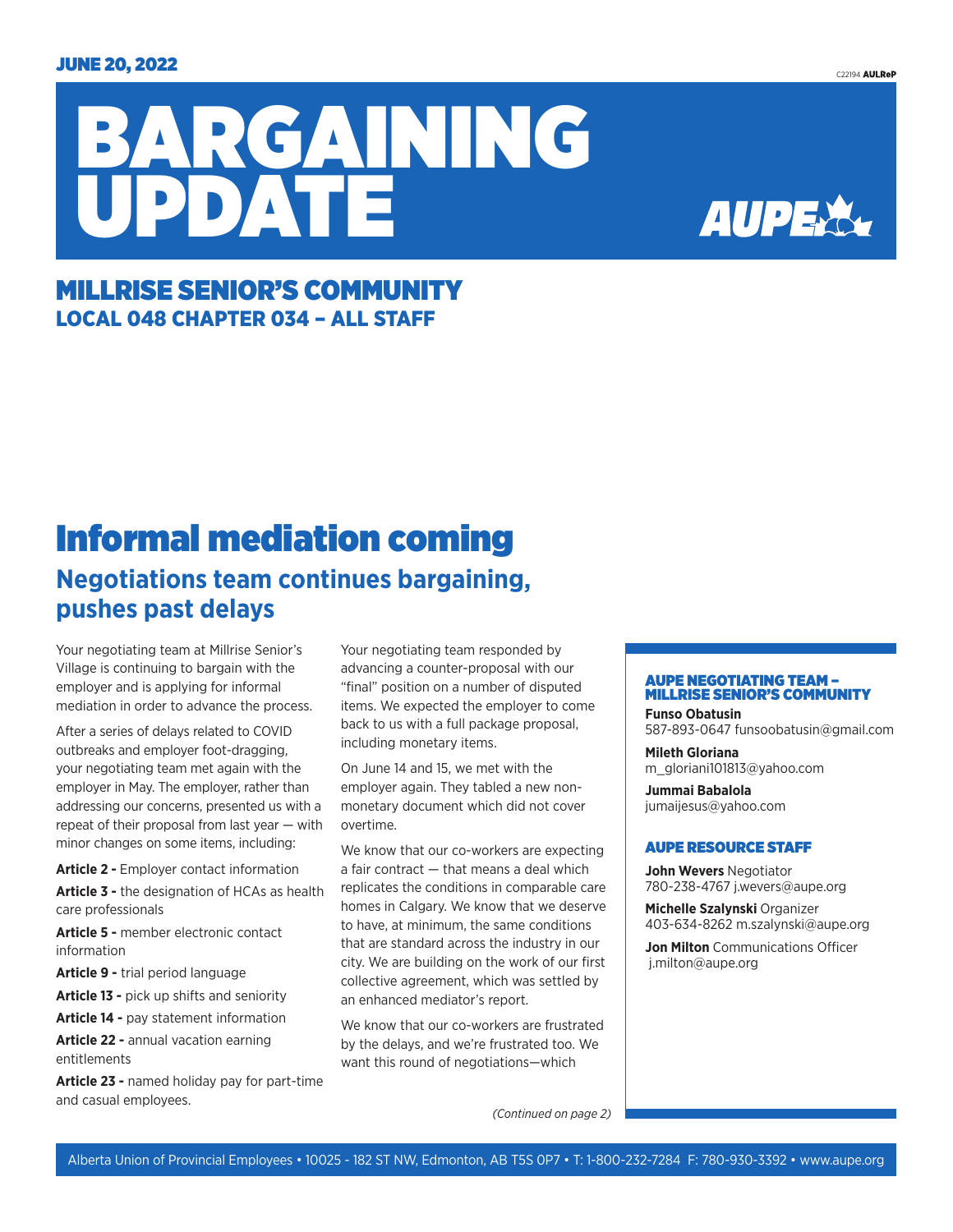JUNE 20, 2022

C22194 AULReP

# BARGAINING UPDATE

AUPE

## MILLRISE SENIOR'S COMMUNITY
### LOCAL 048 CHAPTER 034 – ALL STAFF

# Informal mediation coming

## Negotiations team continues bargaining, pushes past delays

Your negotiating team at Millrise Senior's Village is continuing to bargain with the employer and is applying for informal mediation in order to advance the process.

After a series of delays related to COVID outbreaks and employer foot-dragging, your negotiating team met again with the employer in May. The employer, rather than addressing our concerns, presented us with a repeat of their proposal from last year — with minor changes on some items, including:

**Article 2 -** Employer contact information

**Article 3 -** the designation of HCAs as health care professionals

**Article 5 -** member electronic contact information

**Article 9 -** trial period language

**Article 13 -** pick up shifts and seniority

**Article 14 -** pay statement information

**Article 22 -** annual vacation earning entitlements

**Article 23 -** named holiday pay for part-time and casual employees.

Your negotiating team responded by advancing a counter-proposal with our "final" position on a number of disputed items. We expected the employer to come back to us with a full package proposal, including monetary items.

On June 14 and 15, we met with the employer again. They tabled a new non-monetary document which did not cover overtime.

We know that our co-workers are expecting a fair contract — that means a deal which replicates the conditions in comparable care homes in Calgary. We know that we deserve to have, at minimum, the same conditions that are standard across the industry in our city. We are building on the work of our first collective agreement, which was settled by an enhanced mediator's report.

We know that our co-workers are frustrated by the delays, and we're frustrated too. We want this round of negotiations—which

*(Continued on page 2)*

### AUPE NEGOTIATING TEAM – MILLRISE SENIOR'S COMMUNITY

**Funso Obatusin**
587-893-0647 funsoobatusin@gmail.com

**Mileth Gloriana**
m_gloriani101813@yahoo.com

**Jummai Babalola**
jumaijesus@yahoo.com

### AUPE RESOURCE STAFF

**John Wevers** Negotiator
780-238-4767 j.wevers@aupe.org

**Michelle Szalynski** Organizer
403-634-8262 m.szalynski@aupe.org

**Jon Milton** Communications Officer
j.milton@aupe.org

Alberta Union of Provincial Employees • 10025 - 182 ST NW, Edmonton, AB T5S 0P7 • T: 1-800-232-7284 F: 780-930-3392 • www.aupe.org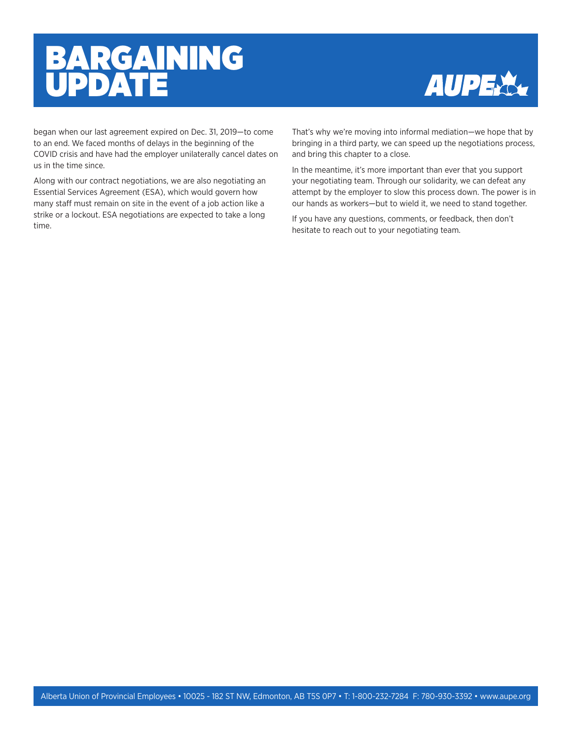began when our last agreement expired on Dec. 31, 2019—to come to an end. We faced months of delays in the beginning of the COVID crisis and have had the employer unilaterally cancel dates on us in the time since.

Along with our contract negotiations, we are also negotiating an Essential Services Agreement (ESA), which would govern how many staff must remain on site in the event of a job action like a strike or a lockout. ESA negotiations are expected to take a long time.

That's why we're moving into informal mediation—we hope that by bringing in a third party, we can speed up the negotiations process, and bring this chapter to a close.

In the meantime, it's more important than ever that you support your negotiating team. Through our solidarity, we can defeat any attempt by the employer to slow this process down. The power is in our hands as workers—but to wield it, we need to stand together.

If you have any questions, comments, or feedback, then don't hesitate to reach out to your negotiating team.